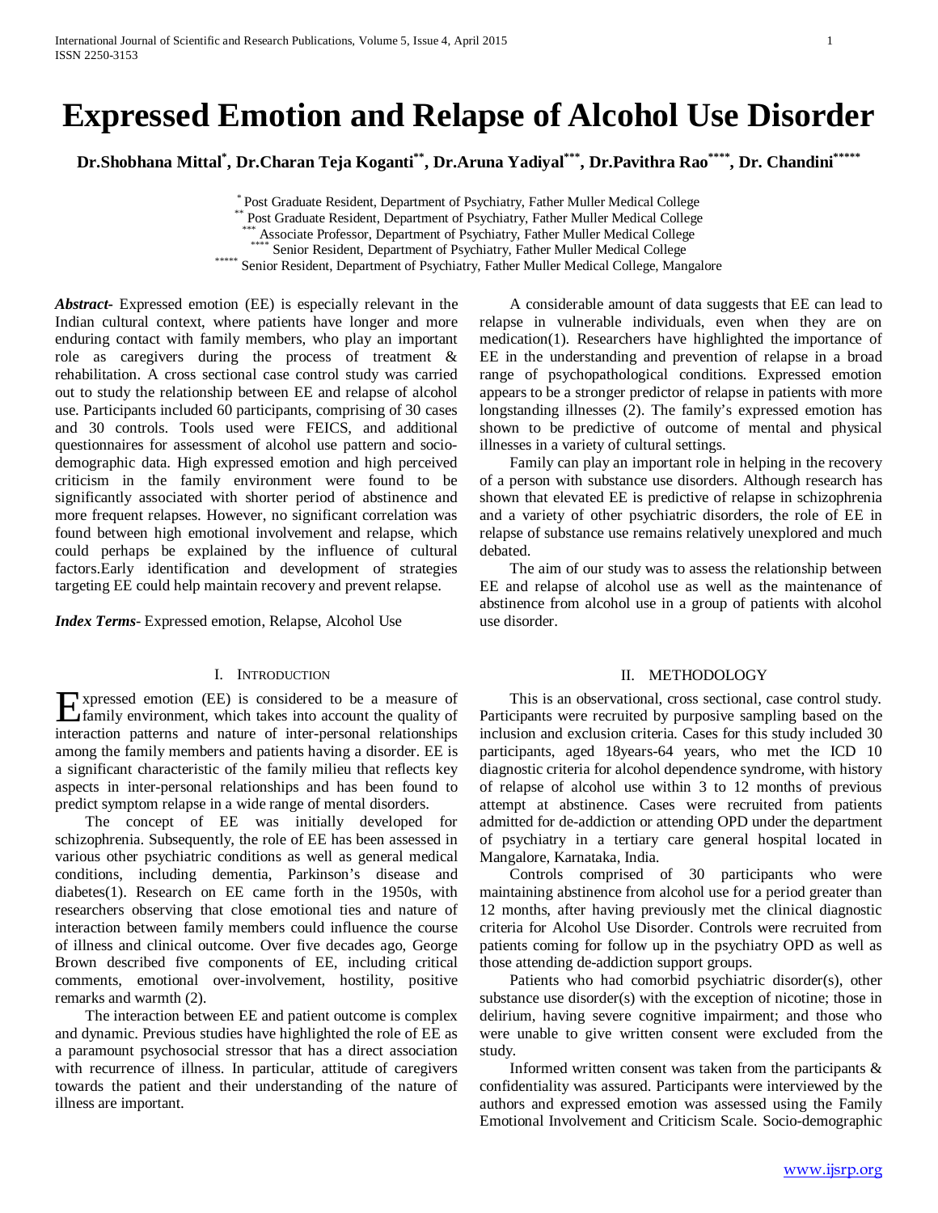# Expressed Emotion and Relapse of Alcohol Use Disorder

**Dr.Shobhana Mittal[*], Dr.Charan Teja Koganti[**], Dr.Aruna Yadiyal[***], Dr.Pavithra Rao[****], Dr. Chandini[*****]**

[*] Post Graduate Resident, Department of Psychiatry, Father Muller Medical College
[**] Post Graduate Resident, Department of Psychiatry, Father Muller Medical College
[***] Associate Professor, Department of Psychiatry, Father Muller Medical College
[****] Senior Resident, Department of Psychiatry, Father Muller Medical College
[*****] Senior Resident, Department of Psychiatry, Father Muller Medical College, Mangalore

***Abstract*-** Expressed emotion (EE) is especially relevant in the Indian cultural context, where patients have longer and more enduring contact with family members, who play an important role as caregivers during the process of treatment & rehabilitation. A cross sectional case control study was carried out to study the relationship between EE and relapse of alcohol use. Participants included 60 participants, comprising of 30 cases and 30 controls. Tools used were FEICS, and additional questionnaires for assessment of alcohol use pattern and socio-demographic data. High expressed emotion and high perceived criticism in the family environment were found to be significantly associated with shorter period of abstinence and more frequent relapses. However, no significant correlation was found between high emotional involvement and relapse, which could perhaps be explained by the influence of cultural factors.Early identification and development of strategies targeting EE could help maintain recovery and prevent relapse.

***Index Terms*-** Expressed emotion, Relapse, Alcohol Use

## I. Introduction

Expressed emotion (EE) is considered to be a measure of family environment, which takes into account the quality of interaction patterns and nature of inter-personal relationships among the family members and patients having a disorder. EE is a significant characteristic of the family milieu that reflects key aspects in inter-personal relationships and has been found to predict symptom relapse in a wide range of mental disorders.

The concept of EE was initially developed for schizophrenia. Subsequently, the role of EE has been assessed in various other psychiatric conditions as well as general medical conditions, including dementia, Parkinson's disease and diabetes(1). Research on EE came forth in the 1950s, with researchers observing that close emotional ties and nature of interaction between family members could influence the course of illness and clinical outcome. Over five decades ago, George Brown described five components of EE, including critical comments, emotional over-involvement, hostility, positive remarks and warmth (2).

The interaction between EE and patient outcome is complex and dynamic. Previous studies have highlighted the role of EE as a paramount psychosocial stressor that has a direct association with recurrence of illness. In particular, attitude of caregivers towards the patient and their understanding of the nature of illness are important.

A considerable amount of data suggests that EE can lead to relapse in vulnerable individuals, even when they are on medication(1). Researchers have highlighted the importance of EE in the understanding and prevention of relapse in a broad range of psychopathological conditions. Expressed emotion appears to be a stronger predictor of relapse in patients with more longstanding illnesses (2). The family's expressed emotion has shown to be predictive of outcome of mental and physical illnesses in a variety of cultural settings.

Family can play an important role in helping in the recovery of a person with substance use disorders. Although research has shown that elevated EE is predictive of relapse in schizophrenia and a variety of other psychiatric disorders, the role of EE in relapse of substance use remains relatively unexplored and much debated.

The aim of our study was to assess the relationship between EE and relapse of alcohol use as well as the maintenance of abstinence from alcohol use in a group of patients with alcohol use disorder.

## II. Methodology

This is an observational, cross sectional, case control study. Participants were recruited by purposive sampling based on the inclusion and exclusion criteria. Cases for this study included 30 participants, aged 18years-64 years, who met the ICD 10 diagnostic criteria for alcohol dependence syndrome, with history of relapse of alcohol use within 3 to 12 months of previous attempt at abstinence. Cases were recruited from patients admitted for de-addiction or attending OPD under the department of psychiatry in a tertiary care general hospital located in Mangalore, Karnataka, India.

Controls comprised of 30 participants who were maintaining abstinence from alcohol use for a period greater than 12 months, after having previously met the clinical diagnostic criteria for Alcohol Use Disorder. Controls were recruited from patients coming for follow up in the psychiatry OPD as well as those attending de-addiction support groups.

Patients who had comorbid psychiatric disorder(s), other substance use disorder(s) with the exception of nicotine; those in delirium, having severe cognitive impairment; and those who were unable to give written consent were excluded from the study.

Informed written consent was taken from the participants & confidentiality was assured. Participants were interviewed by the authors and expressed emotion was assessed using the Family Emotional Involvement and Criticism Scale. Socio-demographic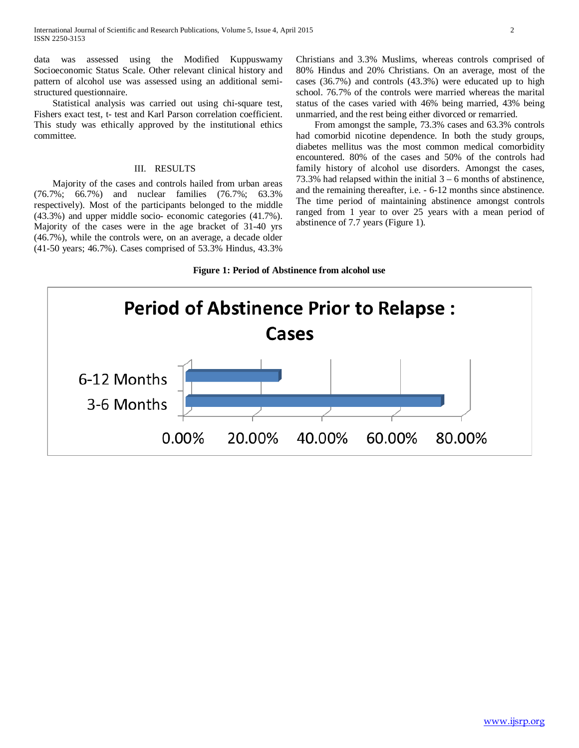data was assessed using the Modified Kuppuswamy Socioeconomic Status Scale. Other relevant clinical history and pattern of alcohol use was assessed using an additional semi-structured questionnaire.

Statistical analysis was carried out using chi-square test, Fishers exact test, t- test and Karl Parson correlation coefficient. This study was ethically approved by the institutional ethics committee.

## III. RESULTS

Majority of the cases and controls hailed from urban areas (76.7%; 66.7%) and nuclear families (76.7%; 63.3% respectively). Most of the participants belonged to the middle (43.3%) and upper middle socio- economic categories (41.7%). Majority of the cases were in the age bracket of 31-40 yrs (46.7%), while the controls were, on an average, a decade older (41-50 years; 46.7%). Cases comprised of 53.3% Hindus, 43.3% Christians and 3.3% Muslims, whereas controls comprised of 80% Hindus and 20% Christians. On an average, most of the cases (36.7%) and controls (43.3%) were educated up to high school. 76.7% of the controls were married whereas the marital status of the cases varied with 46% being married, 43% being unmarried, and the rest being either divorced or remarried.

From amongst the sample, 73.3% cases and 63.3% controls had comorbid nicotine dependence. In both the study groups, diabetes mellitus was the most common medical comorbidity encountered. 80% of the cases and 50% of the controls had family history of alcohol use disorders. Amongst the cases, 73.3% had relapsed within the initial 3 – 6 months of abstinence, and the remaining thereafter, i.e. - 6-12 months since abstinence. The time period of maintaining abstinence amongst controls ranged from 1 year to over 25 years with a mean period of abstinence of 7.7 years (Figure 1).

**Figure 1: Period of Abstinence from alcohol use**

**Period of Abstinence Prior to Relapse : Cases**

| Period | Percentage of cases |
|---|---|
| 6-12 Months | ~26.7% |
| 3-6 Months | ~73.3% |

(Axis: 0.00%, 20.00%, 40.00%, 60.00%, 80.00%)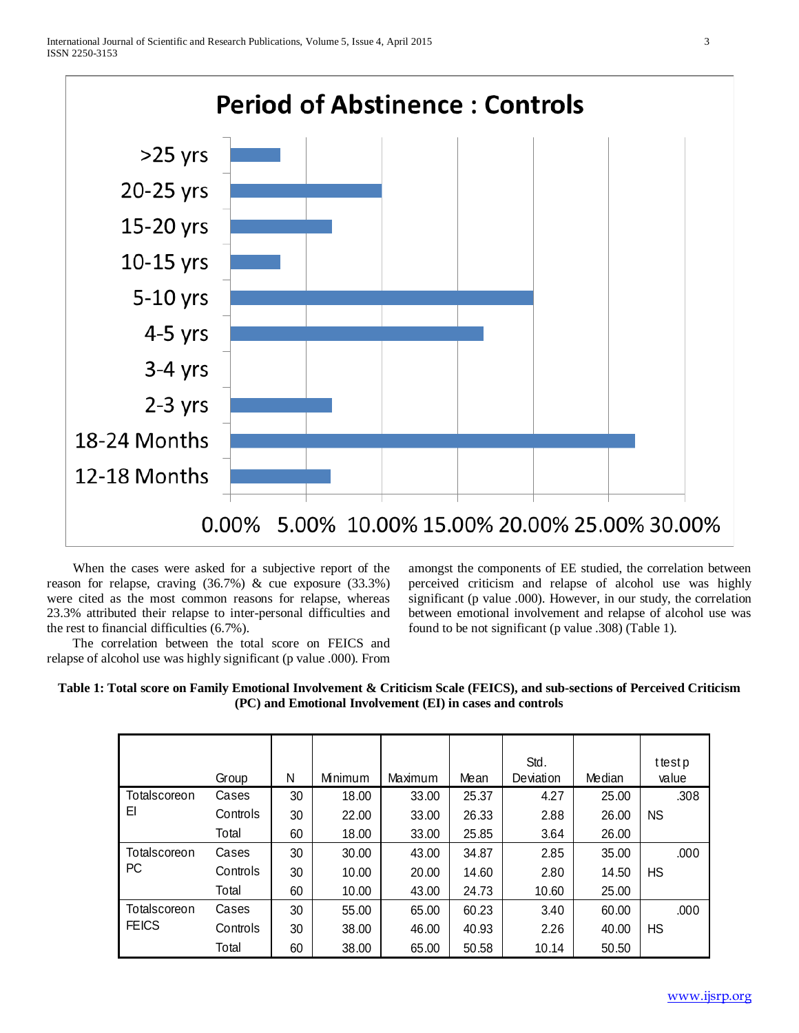**Period of Abstinence : Controls**

| Period | Percentage |
|---|---|
| >25 yrs | |
| 20-25 yrs | |
| 15-20 yrs | |
| 10-15 yrs | |
| 5-10 yrs | |
| 4-5 yrs | |
| 3-4 yrs | |
| 2-3 yrs | |
| 18-24 Months | |
| 12-18 Months | |

0.00% 5.00% 10.00% 15.00% 20.00% 25.00% 30.00%

When the cases were asked for a subjective report of the reason for relapse, craving (36.7%) & cue exposure (33.3%) were cited as the most common reasons for relapse, whereas 23.3% attributed their relapse to inter-personal difficulties and the rest to financial difficulties (6.7%).

The correlation between the total score on FEICS and relapse of alcohol use was highly significant (p value .000). From amongst the components of EE studied, the correlation between perceived criticism and relapse of alcohol use was highly significant (p value .000). However, in our study, the correlation between emotional involvement and relapse of alcohol use was found to be not significant (p value .308) (Table 1).

**Table 1: Total score on Family Emotional Involvement & Criticism Scale (FEICS), and sub-sections of Perceived Criticism (PC) and Emotional Involvement (EI) in cases and controls**

| | Group | N | Minimum | Maximum | Mean | Std. Deviation | Median | t test p value |
|---|---|---|---|---|---|---|---|---|
| Totalscoreon EI | Cases | 30 | 18.00 | 33.00 | 25.37 | 4.27 | 25.00 | .308 |
| | Controls | 30 | 22.00 | 33.00 | 26.33 | 2.88 | 26.00 | NS |
| | Total | 60 | 18.00 | 33.00 | 25.85 | 3.64 | 26.00 | |
| Totalscoreon PC | Cases | 30 | 30.00 | 43.00 | 34.87 | 2.85 | 35.00 | .000 |
| | Controls | 30 | 10.00 | 20.00 | 14.60 | 2.80 | 14.50 | HS |
| | Total | 60 | 10.00 | 43.00 | 24.73 | 10.60 | 25.00 | |
| Totalscoreon FEICS | Cases | 30 | 55.00 | 65.00 | 60.23 | 3.40 | 60.00 | .000 |
| | Controls | 30 | 38.00 | 46.00 | 40.93 | 2.26 | 40.00 | HS |
| | Total | 60 | 38.00 | 65.00 | 50.58 | 10.14 | 50.50 | |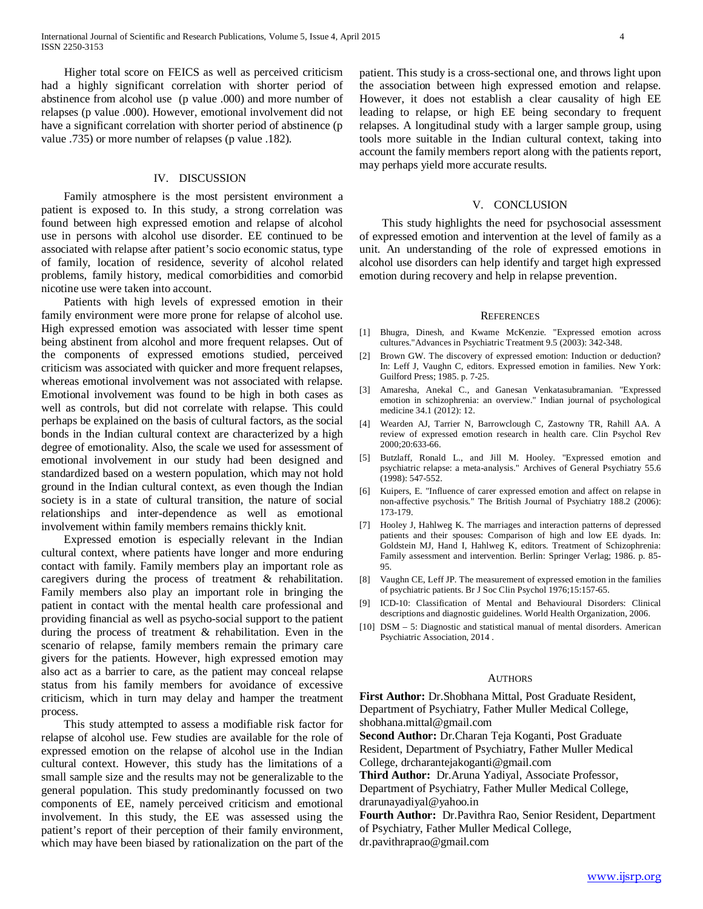Higher total score on FEICS as well as perceived criticism had a highly significant correlation with shorter period of abstinence from alcohol use (p value .000) and more number of relapses (p value .000). However, emotional involvement did not have a significant correlation with shorter period of abstinence (p value .735) or more number of relapses (p value .182).

## IV. DISCUSSION

Family atmosphere is the most persistent environment a patient is exposed to. In this study, a strong correlation was found between high expressed emotion and relapse of alcohol use in persons with alcohol use disorder. EE continued to be associated with relapse after patient's socio economic status, type of family, location of residence, severity of alcohol related problems, family history, medical comorbidities and comorbid nicotine use were taken into account.

Patients with high levels of expressed emotion in their family environment were more prone for relapse of alcohol use. High expressed emotion was associated with lesser time spent being abstinent from alcohol and more frequent relapses. Out of the components of expressed emotions studied, perceived criticism was associated with quicker and more frequent relapses, whereas emotional involvement was not associated with relapse. Emotional involvement was found to be high in both cases as well as controls, but did not correlate with relapse. This could perhaps be explained on the basis of cultural factors, as the social bonds in the Indian cultural context are characterized by a high degree of emotionality. Also, the scale we used for assessment of emotional involvement in our study had been designed and standardized based on a western population, which may not hold ground in the Indian cultural context, as even though the Indian society is in a state of cultural transition, the nature of social relationships and inter-dependence as well as emotional involvement within family members remains thickly knit.

Expressed emotion is especially relevant in the Indian cultural context, where patients have longer and more enduring contact with family. Family members play an important role as caregivers during the process of treatment & rehabilitation. Family members also play an important role in bringing the patient in contact with the mental health care professional and providing financial as well as psycho-social support to the patient during the process of treatment & rehabilitation. Even in the scenario of relapse, family members remain the primary care givers for the patients. However, high expressed emotion may also act as a barrier to care, as the patient may conceal relapse status from his family members for avoidance of excessive criticism, which in turn may delay and hamper the treatment process.

This study attempted to assess a modifiable risk factor for relapse of alcohol use. Few studies are available for the role of expressed emotion on the relapse of alcohol use in the Indian cultural context. However, this study has the limitations of a small sample size and the results may not be generalizable to the general population. This study predominantly focussed on two components of EE, namely perceived criticism and emotional involvement. In this study, the EE was assessed using the patient's report of their perception of their family environment, which may have been biased by rationalization on the part of the patient. This study is a cross-sectional one, and throws light upon the association between high expressed emotion and relapse. However, it does not establish a clear causality of high EE leading to relapse, or high EE being secondary to frequent relapses. A longitudinal study with a larger sample group, using tools more suitable in the Indian cultural context, taking into account the family members report along with the patients report, may perhaps yield more accurate results.

## V. CONCLUSION

This study highlights the need for psychosocial assessment of expressed emotion and intervention at the level of family as a unit. An understanding of the role of expressed emotions in alcohol use disorders can help identify and target high expressed emotion during recovery and help in relapse prevention.

## REFERENCES

[1] Bhugra, Dinesh, and Kwame McKenzie. "Expressed emotion across cultures."Advances in Psychiatric Treatment 9.5 (2003): 342-348.

[2] Brown GW. The discovery of expressed emotion: Induction or deduction? In: Leff J, Vaughn C, editors. Expressed emotion in families. New York: Guilford Press; 1985. p. 7-25.

[3] Amaresha, Anekal C., and Ganesan Venkatasubramanian. "Expressed emotion in schizophrenia: an overview." Indian journal of psychological medicine 34.1 (2012): 12.

[4] Wearden AJ, Tarrier N, Barrowclough C, Zastowny TR, Rahill AA. A review of expressed emotion research in health care. Clin Psychol Rev 2000;20:633-66.

[5] Butzlaff, Ronald L., and Jill M. Hooley. "Expressed emotion and psychiatric relapse: a meta-analysis." Archives of General Psychiatry 55.6 (1998): 547-552.

[6] Kuipers, E. "Influence of carer expressed emotion and affect on relapse in non-affective psychosis." The British Journal of Psychiatry 188.2 (2006): 173-179.

[7] Hooley J, Hahlweg K. The marriages and interaction patterns of depressed patients and their spouses: Comparison of high and low EE dyads. In: Goldstein MJ, Hand I, Hahlweg K, editors. Treatment of Schizophrenia: Family assessment and intervention. Berlin: Springer Verlag; 1986. p. 85-95.

[8] Vaughn CE, Leff JP. The measurement of expressed emotion in the families of psychiatric patients. Br J Soc Clin Psychol 1976;15:157-65.

[9] ICD-10: Classification of Mental and Behavioural Disorders: Clinical descriptions and diagnostic guidelines. World Health Organization, 2006.

[10] DSM – 5: Diagnostic and statistical manual of mental disorders. American Psychiatric Association, 2014 .

## AUTHORS

**First Author:** Dr.Shobhana Mittal, Post Graduate Resident, Department of Psychiatry, Father Muller Medical College, shobhana.mittal@gmail.com

**Second Author:** Dr.Charan Teja Koganti, Post Graduate Resident, Department of Psychiatry, Father Muller Medical College, drcharantejakoganti@gmail.com

**Third Author:** Dr.Aruna Yadiyal, Associate Professor, Department of Psychiatry, Father Muller Medical College, drarunayadiyal@yahoo.in

**Fourth Author:** Dr.Pavithra Rao, Senior Resident, Department of Psychiatry, Father Muller Medical College, dr.pavithraprao@gmail.com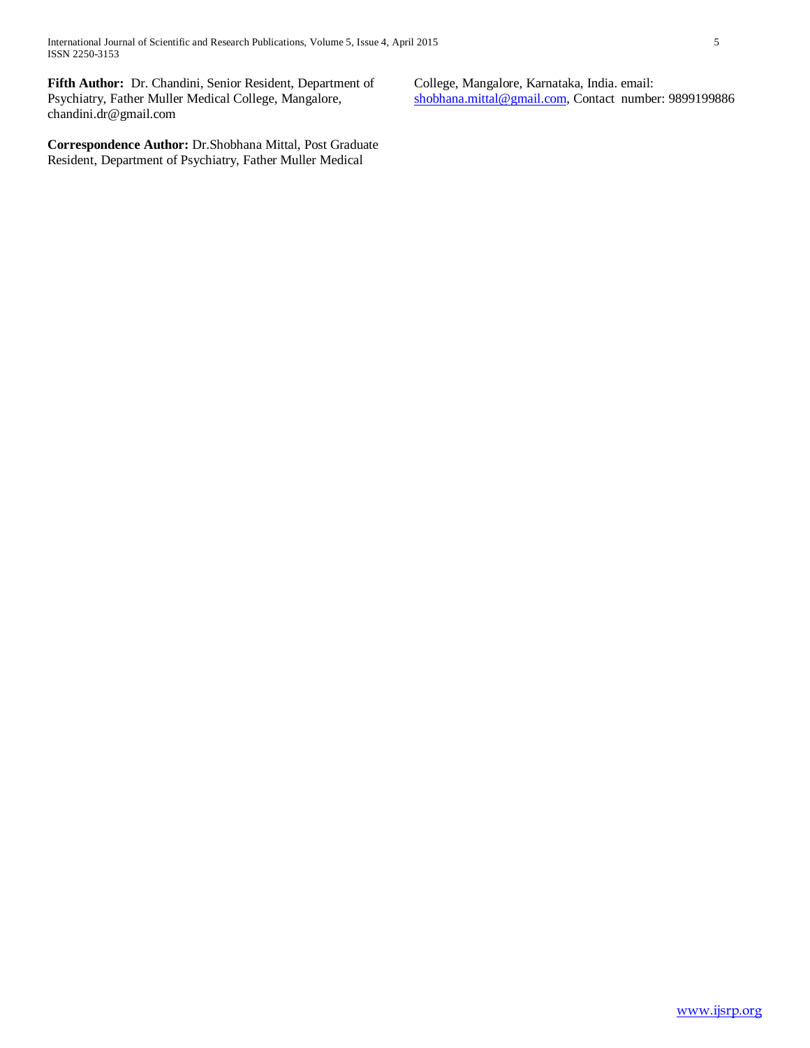**Fifth Author:** Dr. Chandini, Senior Resident, Department of Psychiatry, Father Muller Medical College, Mangalore, chandini.dr@gmail.com

**Correspondence Author:** Dr.Shobhana Mittal, Post Graduate Resident, Department of Psychiatry, Father Muller Medical College, Mangalore, Karnataka, India. email: shobhana.mittal@gmail.com, Contact number: 9899199886